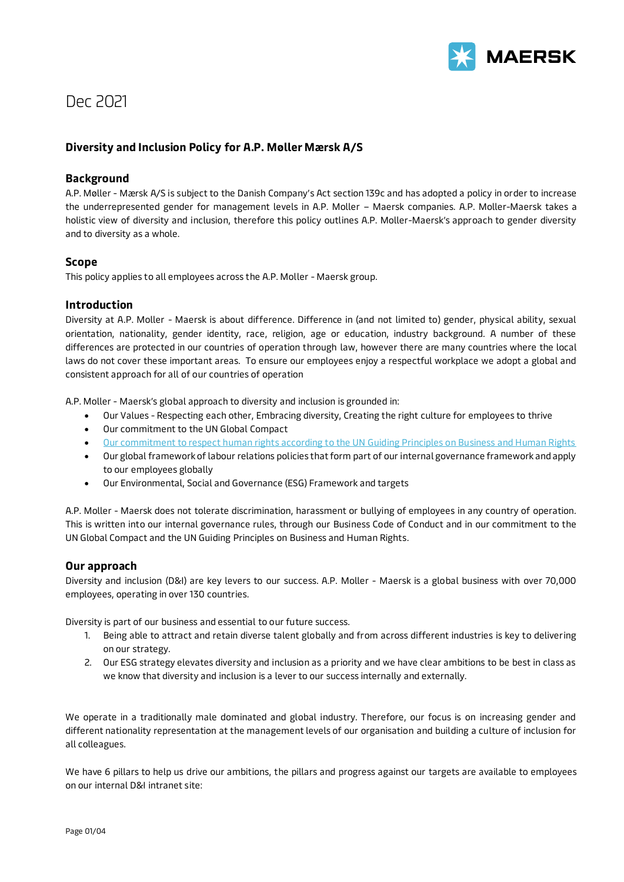Dec 2021

## Diversity and Inclusion Policy for A.P. Møller Mærsk A/S

### Background

A.P. Møller - Mærsk A/S is subject to the Danish Company's Act section 139c and has adopted a policy in order to increase the underrepresented gender for management levels in A.P. Moller – Maersk companies. A.P. Moller-Maersk takes a holistic view of diversity and inclusion, therefore this policy outlines A.P. Moller-Maersk's approach to gender diversity and to diversity as a whole.

### Scope

This policy applies to all employees across the A.P. Moller - Maersk group.

### Introduction

Diversity at A.P. Moller - Maersk is about difference. Difference in (and not limited to) gender, physical ability, sexual orientation, nationality, gender identity, race, religion, age or education, industry background. A number of these differences are protected in our countries of operation through law, however there are many countries where the local laws do not cover these important areas. To ensure our employees enjoy a respectful workplace we adopt a global and consistent approach for all of our countries of operation

A.P. Moller - Maersk's global approach to diversity and inclusion is grounded in:

- Our Values - Respecting each other, Embracing diversity, Creating the right culture for employees to thrive
- Our commitment to the UN Global Compact
- Our commitment to respect human rights according to the UN Guiding Principles on Business and Human Rights
- Our global framework of labour relations policies that form part of our internal governance framework and apply to our employees globally
- Our Environmental, Social and Governance (ESG) Framework and targets

A.P. Moller - Maersk does not tolerate discrimination, harassment or bullying of employees in any country of operation. This is written into our internal governance rules, through our Business Code of Conduct and in our commitment to the UN Global Compact and the UN Guiding Principles on Business and Human Rights.

### Our approach

Diversity and inclusion (D&I) are key levers to our success. A.P. Moller - Maersk is a global business with over 70,000 employees, operating in over 130 countries.

Diversity is part of our business and essential to our future success.

1. Being able to attract and retain diverse talent globally and from across different industries is key to delivering on our strategy.
2. Our ESG strategy elevates diversity and inclusion as a priority and we have clear ambitions to be best in class as we know that diversity and inclusion is a lever to our success internally and externally.

We operate in a traditionally male dominated and global industry. Therefore, our focus is on increasing gender and different nationality representation at the management levels of our organisation and building a culture of inclusion for all colleagues.

We have 6 pillars to help us drive our ambitions, the pillars and progress against our targets are available to employees on our internal D&I intranet site: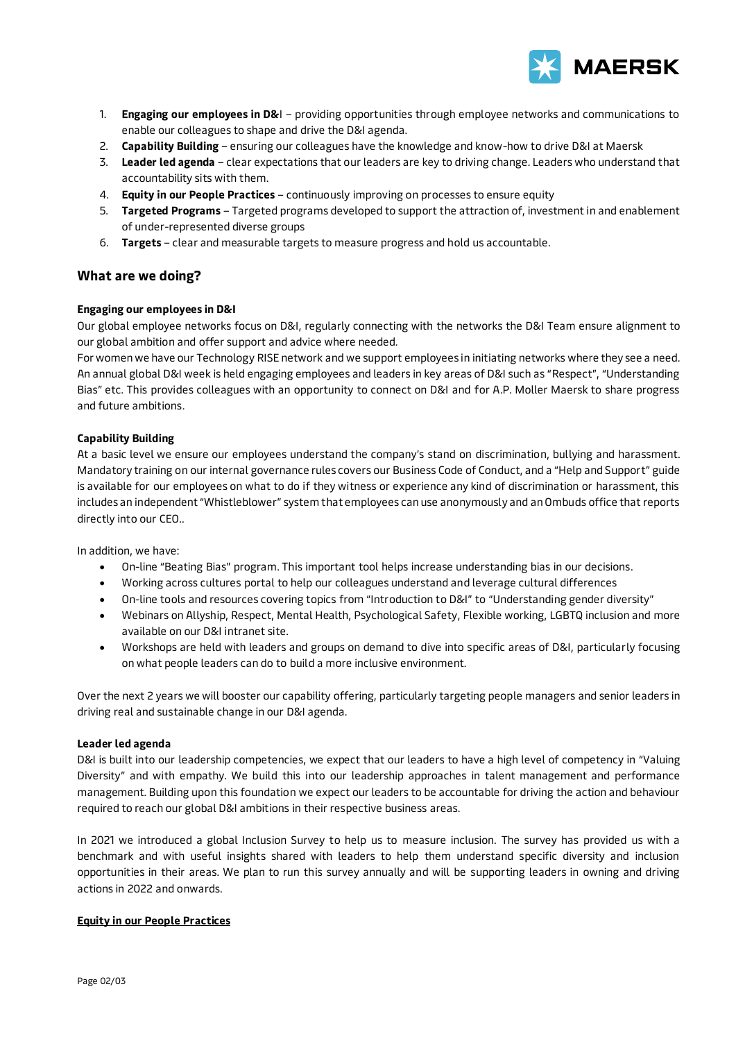1. **Engaging our employees in D&I** – providing opportunities through employee networks and communications to enable our colleagues to shape and drive the D&I agenda.
2. **Capability Building** – ensuring our colleagues have the knowledge and know-how to drive D&I at Maersk
3. **Leader led agenda** – clear expectations that our leaders are key to driving change. Leaders who understand that accountability sits with them.
4. **Equity in our People Practices** – continuously improving on processes to ensure equity
5. **Targeted Programs** – Targeted programs developed to support the attraction of, investment in and enablement of under-represented diverse groups
6. **Targets** – clear and measurable targets to measure progress and hold us accountable.

## What are we doing?

**Engaging our employees in D&I**

Our global employee networks focus on D&I, regularly connecting with the networks the D&I Team ensure alignment to our global ambition and offer support and advice where needed.
For women we have our Technology RISE network and we support employees in initiating networks where they see a need. An annual global D&I week is held engaging employees and leaders in key areas of D&I such as "Respect", "Understanding Bias" etc. This provides colleagues with an opportunity to connect on D&I and for A.P. Moller Maersk to share progress and future ambitions.

**Capability Building**

At a basic level we ensure our employees understand the company's stand on discrimination, bullying and harassment. Mandatory training on our internal governance rules covers our Business Code of Conduct, and a "Help and Support" guide is available for our employees on what to do if they witness or experience any kind of discrimination or harassment, this includes an independent "Whistleblower" system that employees can use anonymously and an Ombuds office that reports directly into our CEO..

In addition, we have:

- On-line "Beating Bias" program. This important tool helps increase understanding bias in our decisions.
- Working across cultures portal to help our colleagues understand and leverage cultural differences
- On-line tools and resources covering topics from "Introduction to D&I" to "Understanding gender diversity"
- Webinars on Allyship, Respect, Mental Health, Psychological Safety, Flexible working, LGBTQ inclusion and more available on our D&I intranet site.
- Workshops are held with leaders and groups on demand to dive into specific areas of D&I, particularly focusing on what people leaders can do to build a more inclusive environment.

Over the next 2 years we will booster our capability offering, particularly targeting people managers and senior leaders in driving real and sustainable change in our D&I agenda.

**Leader led agenda**

D&I is built into our leadership competencies, we expect that our leaders to have a high level of competency in "Valuing Diversity" and with empathy. We build this into our leadership approaches in talent management and performance management. Building upon this foundation we expect our leaders to be accountable for driving the action and behaviour required to reach our global D&I ambitions in their respective business areas.

In 2021 we introduced a global Inclusion Survey to help us to measure inclusion. The survey has provided us with a benchmark and with useful insights shared with leaders to help them understand specific diversity and inclusion opportunities in their areas. We plan to run this survey annually and will be supporting leaders in owning and driving actions in 2022 and onwards.

**Equity in our People Practices**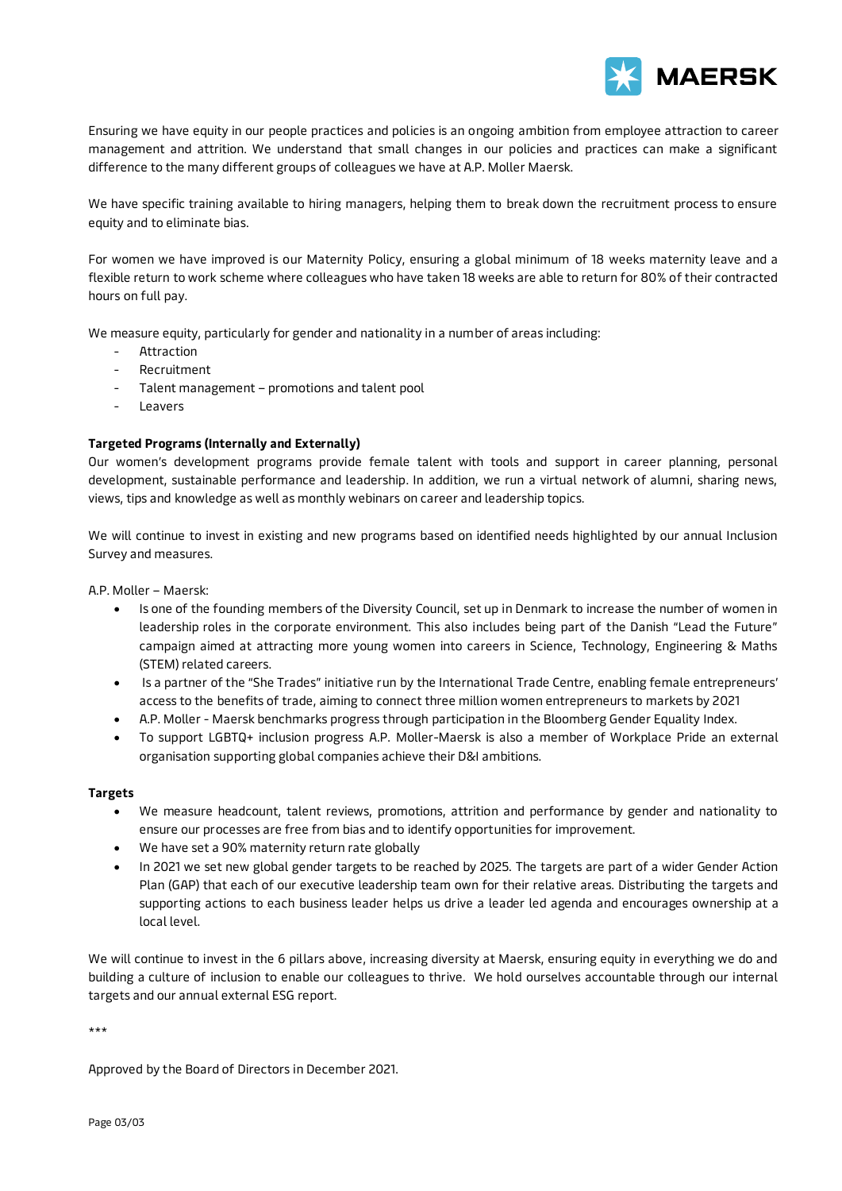Ensuring we have equity in our people practices and policies is an ongoing ambition from employee attraction to career management and attrition. We understand that small changes in our policies and practices can make a significant difference to the many different groups of colleagues we have at A.P. Moller Maersk.

We have specific training available to hiring managers, helping them to break down the recruitment process to ensure equity and to eliminate bias.

For women we have improved is our Maternity Policy, ensuring a global minimum of 18 weeks maternity leave and a flexible return to work scheme where colleagues who have taken 18 weeks are able to return for 80% of their contracted hours on full pay.

We measure equity, particularly for gender and nationality in a number of areas including:

- Attraction
- Recruitment
- Talent management – promotions and talent pool
- Leavers

**Targeted Programs (Internally and Externally)**

Our women's development programs provide female talent with tools and support in career planning, personal development, sustainable performance and leadership. In addition, we run a virtual network of alumni, sharing news, views, tips and knowledge as well as monthly webinars on career and leadership topics.

We will continue to invest in existing and new programs based on identified needs highlighted by our annual Inclusion Survey and measures.

A.P. Moller – Maersk:

- Is one of the founding members of the Diversity Council, set up in Denmark to increase the number of women in leadership roles in the corporate environment. This also includes being part of the Danish "Lead the Future" campaign aimed at attracting more young women into careers in Science, Technology, Engineering & Maths (STEM) related careers.
- Is a partner of the "She Trades" initiative run by the International Trade Centre, enabling female entrepreneurs' access to the benefits of trade, aiming to connect three million women entrepreneurs to markets by 2021
- A.P. Moller - Maersk benchmarks progress through participation in the Bloomberg Gender Equality Index.
- To support LGBTQ+ inclusion progress A.P. Moller-Maersk is also a member of Workplace Pride an external organisation supporting global companies achieve their D&I ambitions.

**Targets**

- We measure headcount, talent reviews, promotions, attrition and performance by gender and nationality to ensure our processes are free from bias and to identify opportunities for improvement.
- We have set a 90% maternity return rate globally
- In 2021 we set new global gender targets to be reached by 2025. The targets are part of a wider Gender Action Plan (GAP) that each of our executive leadership team own for their relative areas. Distributing the targets and supporting actions to each business leader helps us drive a leader led agenda and encourages ownership at a local level.

We will continue to invest in the 6 pillars above, increasing diversity at Maersk, ensuring equity in everything we do and building a culture of inclusion to enable our colleagues to thrive. We hold ourselves accountable through our internal targets and our annual external ESG report.

***

Approved by the Board of Directors in December 2021.